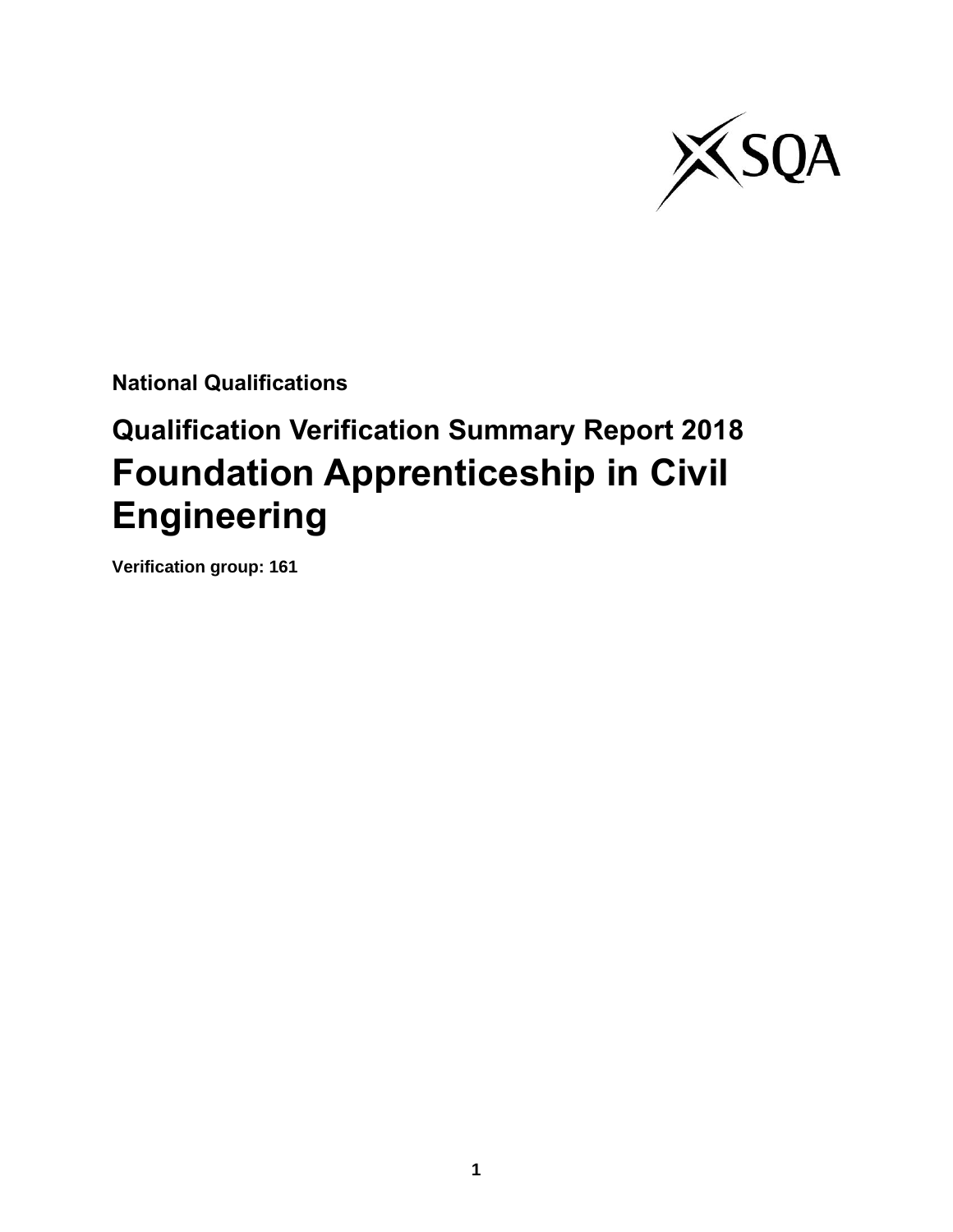**National Qualifications**

## Qualification Verification Summary Report 2018

# Foundation Apprenticeship in Civil Engineering

**Verification group: 161**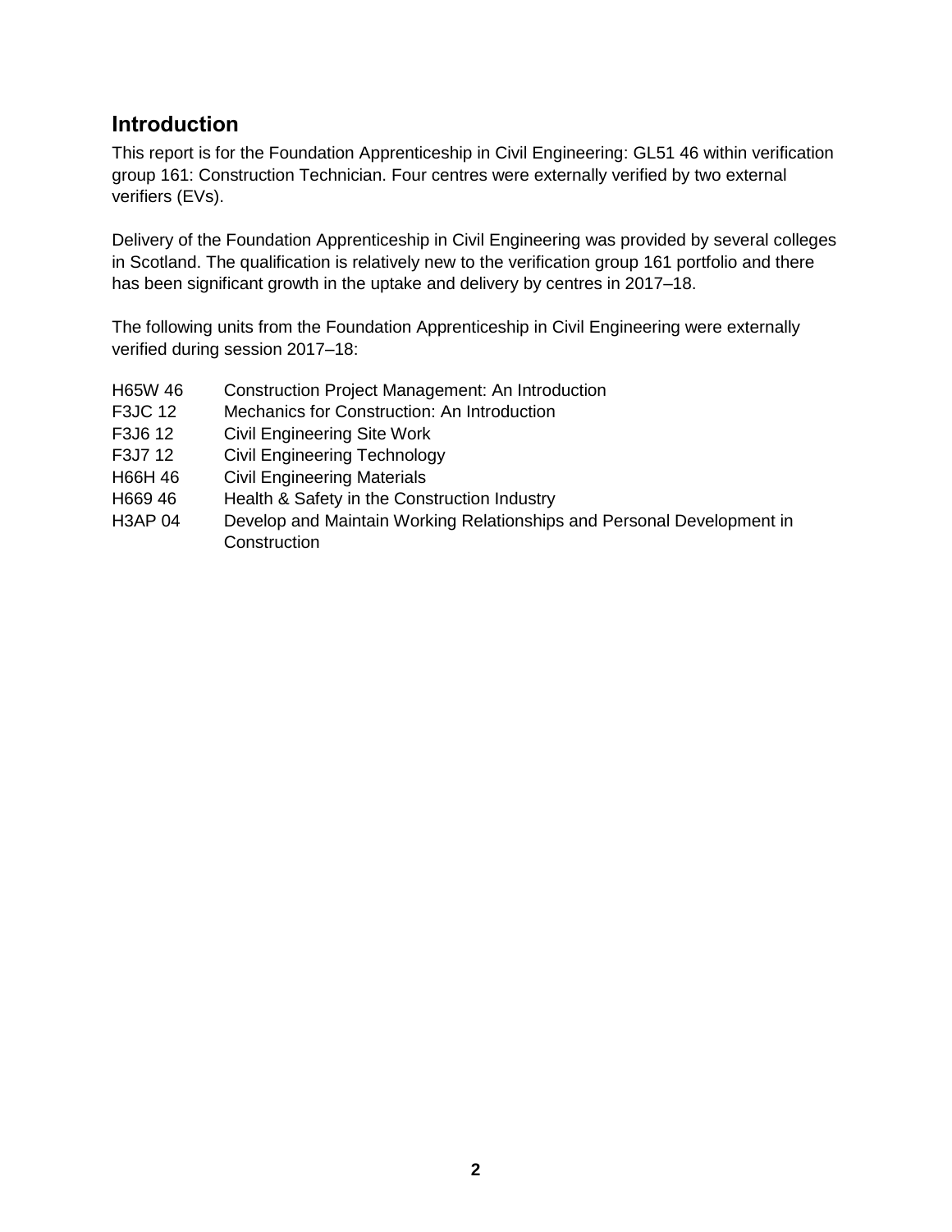## Introduction

This report is for the Foundation Apprenticeship in Civil Engineering: GL51 46 within verification group 161: Construction Technician. Four centres were externally verified by two external verifiers (EVs).

Delivery of the Foundation Apprenticeship in Civil Engineering was provided by several colleges in Scotland. The qualification is relatively new to the verification group 161 portfolio and there has been significant growth in the uptake and delivery by centres in 2017–18.

The following units from the Foundation Apprenticeship in Civil Engineering were externally verified during session 2017–18:

| | |
|---|---|
| H65W 46 | Construction Project Management: An Introduction |
| F3JC 12 | Mechanics for Construction: An Introduction |
| F3J6 12 | Civil Engineering Site Work |
| F3J7 12 | Civil Engineering Technology |
| H66H 46 | Civil Engineering Materials |
| H669 46 | Health & Safety in the Construction Industry |
| H3AP 04 | Develop and Maintain Working Relationships and Personal Development in Construction |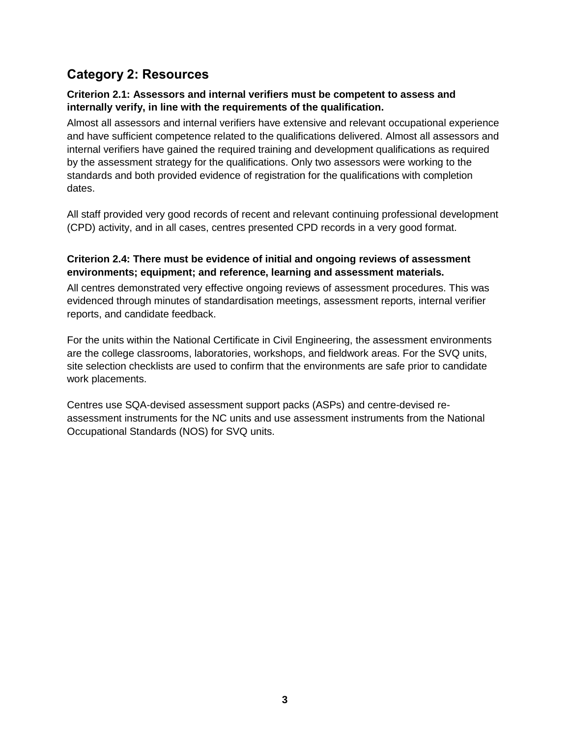## Category 2: Resources

**Criterion 2.1: Assessors and internal verifiers must be competent to assess and internally verify, in line with the requirements of the qualification.**

Almost all assessors and internal verifiers have extensive and relevant occupational experience and have sufficient competence related to the qualifications delivered. Almost all assessors and internal verifiers have gained the required training and development qualifications as required by the assessment strategy for the qualifications. Only two assessors were working to the standards and both provided evidence of registration for the qualifications with completion dates.

All staff provided very good records of recent and relevant continuing professional development (CPD) activity, and in all cases, centres presented CPD records in a very good format.

**Criterion 2.4: There must be evidence of initial and ongoing reviews of assessment environments; equipment; and reference, learning and assessment materials.**

All centres demonstrated very effective ongoing reviews of assessment procedures. This was evidenced through minutes of standardisation meetings, assessment reports, internal verifier reports, and candidate feedback.

For the units within the National Certificate in Civil Engineering, the assessment environments are the college classrooms, laboratories, workshops, and fieldwork areas. For the SVQ units, site selection checklists are used to confirm that the environments are safe prior to candidate work placements.

Centres use SQA-devised assessment support packs (ASPs) and centre-devised re-assessment instruments for the NC units and use assessment instruments from the National Occupational Standards (NOS) for SVQ units.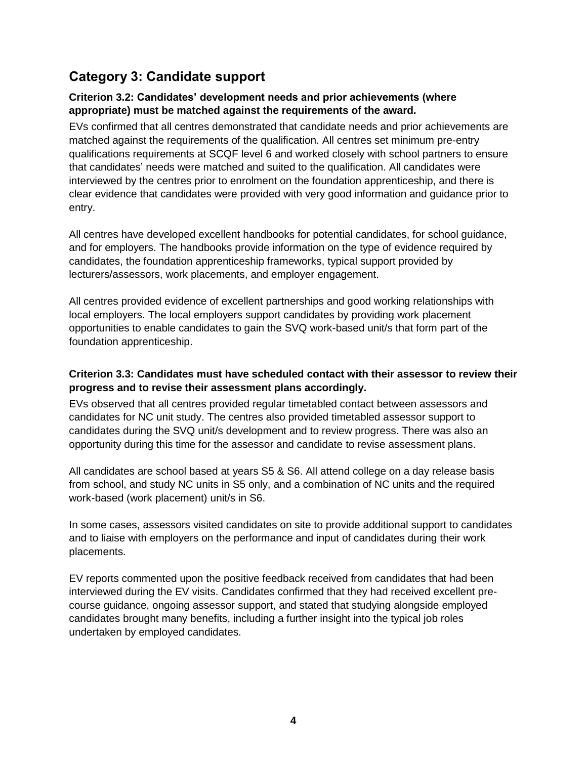## Category 3: Candidate support

### Criterion 3.2: Candidates' development needs and prior achievements (where appropriate) must be matched against the requirements of the award.

EVs confirmed that all centres demonstrated that candidate needs and prior achievements are matched against the requirements of the qualification. All centres set minimum pre-entry qualifications requirements at SCQF level 6 and worked closely with school partners to ensure that candidates' needs were matched and suited to the qualification. All candidates were interviewed by the centres prior to enrolment on the foundation apprenticeship, and there is clear evidence that candidates were provided with very good information and guidance prior to entry.

All centres have developed excellent handbooks for potential candidates, for school guidance, and for employers. The handbooks provide information on the type of evidence required by candidates, the foundation apprenticeship frameworks, typical support provided by lecturers/assessors, work placements, and employer engagement.

All centres provided evidence of excellent partnerships and good working relationships with local employers. The local employers support candidates by providing work placement opportunities to enable candidates to gain the SVQ work-based unit/s that form part of the foundation apprenticeship.

### Criterion 3.3: Candidates must have scheduled contact with their assessor to review their progress and to revise their assessment plans accordingly.

EVs observed that all centres provided regular timetabled contact between assessors and candidates for NC unit study. The centres also provided timetabled assessor support to candidates during the SVQ unit/s development and to review progress. There was also an opportunity during this time for the assessor and candidate to revise assessment plans.

All candidates are school based at years S5 & S6. All attend college on a day release basis from school, and study NC units in S5 only, and a combination of NC units and the required work-based (work placement) unit/s in S6.

In some cases, assessors visited candidates on site to provide additional support to candidates and to liaise with employers on the performance and input of candidates during their work placements.

EV reports commented upon the positive feedback received from candidates that had been interviewed during the EV visits. Candidates confirmed that they had received excellent pre-course guidance, ongoing assessor support, and stated that studying alongside employed candidates brought many benefits, including a further insight into the typical job roles undertaken by employed candidates.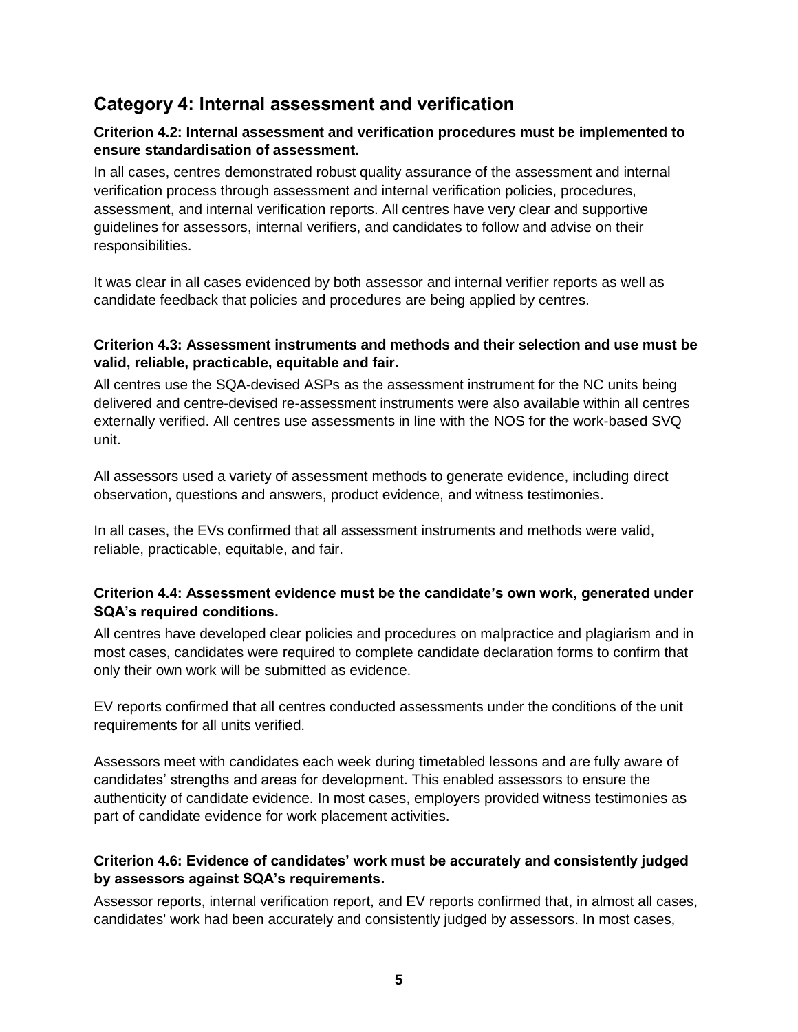## Category 4: Internal assessment and verification

### Criterion 4.2: Internal assessment and verification procedures must be implemented to ensure standardisation of assessment.

In all cases, centres demonstrated robust quality assurance of the assessment and internal verification process through assessment and internal verification policies, procedures, assessment, and internal verification reports. All centres have very clear and supportive guidelines for assessors, internal verifiers, and candidates to follow and advise on their responsibilities.

It was clear in all cases evidenced by both assessor and internal verifier reports as well as candidate feedback that policies and procedures are being applied by centres.

### Criterion 4.3: Assessment instruments and methods and their selection and use must be valid, reliable, practicable, equitable and fair.

All centres use the SQA-devised ASPs as the assessment instrument for the NC units being delivered and centre-devised re-assessment instruments were also available within all centres externally verified. All centres use assessments in line with the NOS for the work-based SVQ unit.

All assessors used a variety of assessment methods to generate evidence, including direct observation, questions and answers, product evidence, and witness testimonies.

In all cases, the EVs confirmed that all assessment instruments and methods were valid, reliable, practicable, equitable, and fair.

### Criterion 4.4: Assessment evidence must be the candidate's own work, generated under SQA's required conditions.

All centres have developed clear policies and procedures on malpractice and plagiarism and in most cases, candidates were required to complete candidate declaration forms to confirm that only their own work will be submitted as evidence.

EV reports confirmed that all centres conducted assessments under the conditions of the unit requirements for all units verified.

Assessors meet with candidates each week during timetabled lessons and are fully aware of candidates' strengths and areas for development. This enabled assessors to ensure the authenticity of candidate evidence. In most cases, employers provided witness testimonies as part of candidate evidence for work placement activities.

### Criterion 4.6: Evidence of candidates' work must be accurately and consistently judged by assessors against SQA's requirements.

Assessor reports, internal verification report, and EV reports confirmed that, in almost all cases, candidates' work had been accurately and consistently judged by assessors. In most cases,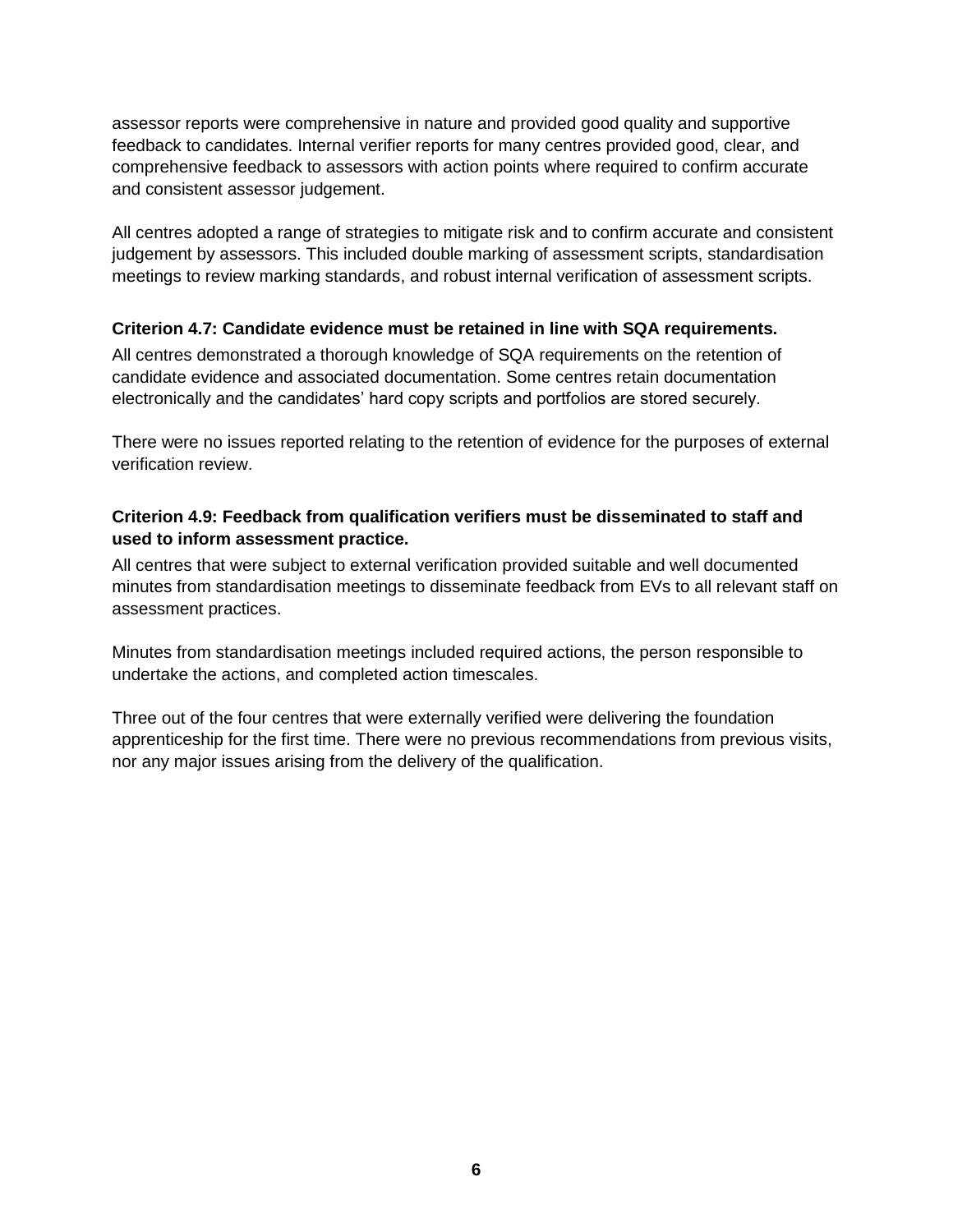assessor reports were comprehensive in nature and provided good quality and supportive feedback to candidates. Internal verifier reports for many centres provided good, clear, and comprehensive feedback to assessors with action points where required to confirm accurate and consistent assessor judgement.

All centres adopted a range of strategies to mitigate risk and to confirm accurate and consistent judgement by assessors. This included double marking of assessment scripts, standardisation meetings to review marking standards, and robust internal verification of assessment scripts.

### Criterion 4.7: Candidate evidence must be retained in line with SQA requirements.

All centres demonstrated a thorough knowledge of SQA requirements on the retention of candidate evidence and associated documentation. Some centres retain documentation electronically and the candidates' hard copy scripts and portfolios are stored securely.

There were no issues reported relating to the retention of evidence for the purposes of external verification review.

### Criterion 4.9: Feedback from qualification verifiers must be disseminated to staff and used to inform assessment practice.

All centres that were subject to external verification provided suitable and well documented minutes from standardisation meetings to disseminate feedback from EVs to all relevant staff on assessment practices.

Minutes from standardisation meetings included required actions, the person responsible to undertake the actions, and completed action timescales.

Three out of the four centres that were externally verified were delivering the foundation apprenticeship for the first time. There were no previous recommendations from previous visits, nor any major issues arising from the delivery of the qualification.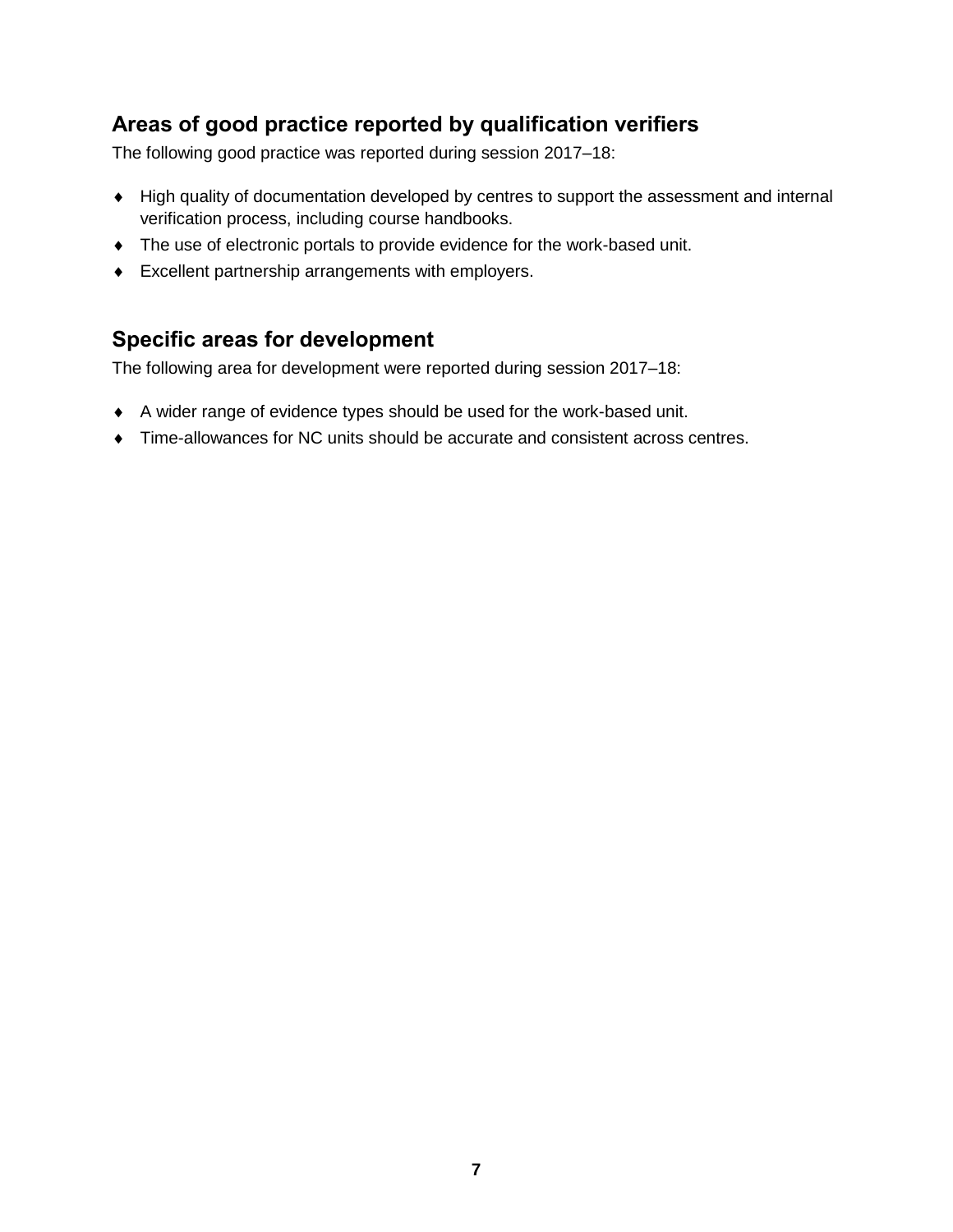## Areas of good practice reported by qualification verifiers

The following good practice was reported during session 2017–18:

- High quality of documentation developed by centres to support the assessment and internal verification process, including course handbooks.
- The use of electronic portals to provide evidence for the work-based unit.
- Excellent partnership arrangements with employers.

## Specific areas for development

The following area for development were reported during session 2017–18:

- A wider range of evidence types should be used for the work-based unit.
- Time-allowances for NC units should be accurate and consistent across centres.